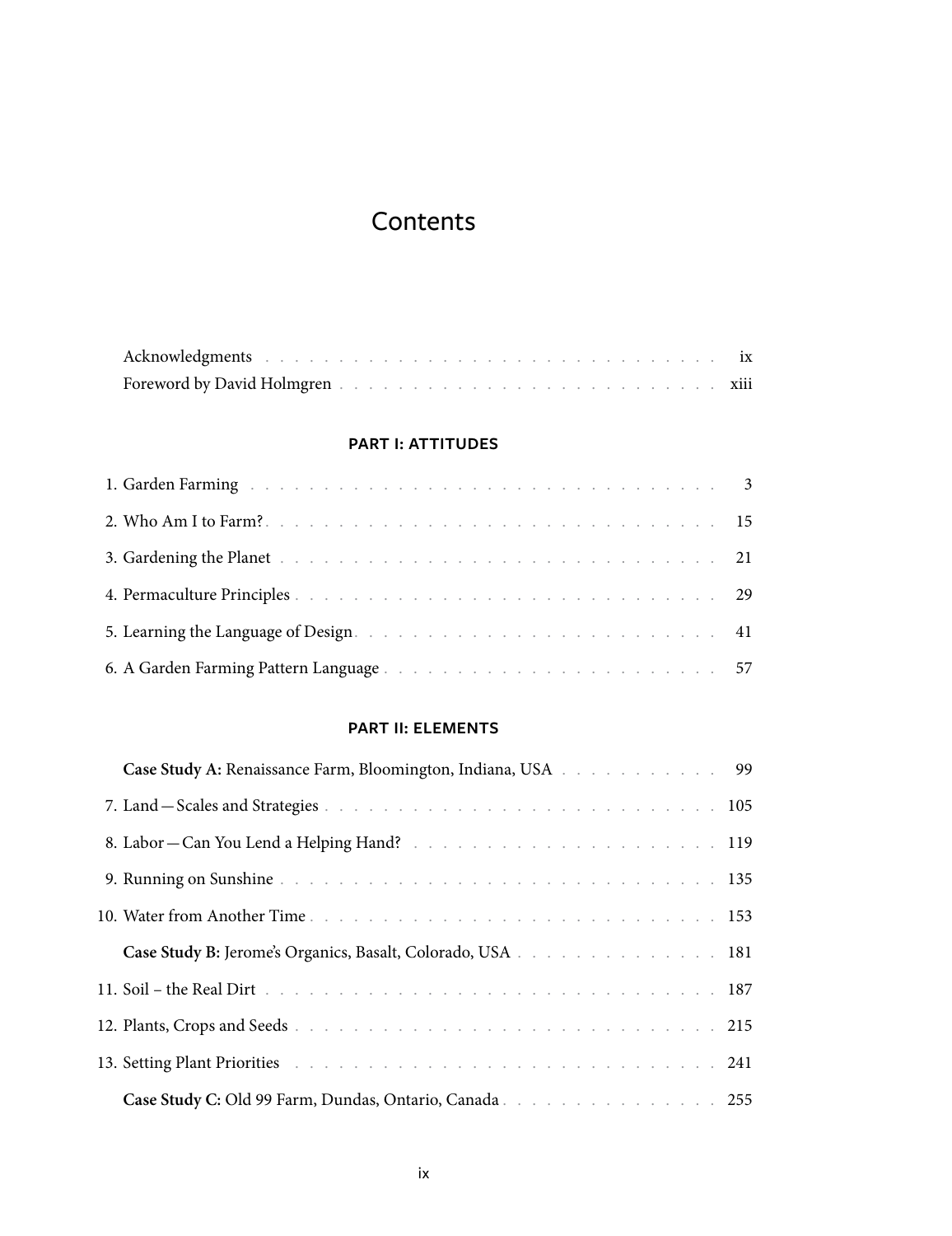# Contents

Acknowledgments . . . ix
Foreword by David Holmgren . . . xiii

## PART I: ATTITUDES

1. Garden Farming . . . 3
2. Who Am I to Farm? . . . 15
3. Gardening the Planet . . . 21
4. Permaculture Principles . . . 29
5. Learning the Language of Design . . . 41
6. A Garden Farming Pattern Language . . . 57

## PART II: ELEMENTS

**Case Study A:** Renaissance Farm, Bloomington, Indiana, USA . . . 99

7. Land—Scales and Strategies . . . 105
8. Labor—Can You Lend a Helping Hand? . . . 119
9. Running on Sunshine . . . 135
10. Water from Another Time . . . 153

**Case Study B:** Jerome's Organics, Basalt, Colorado, USA . . . 181

11. Soil – the Real Dirt . . . 187
12. Plants, Crops and Seeds . . . 215
13. Setting Plant Priorities . . . 241

**Case Study C:** Old 99 Farm, Dundas, Ontario, Canada . . . 255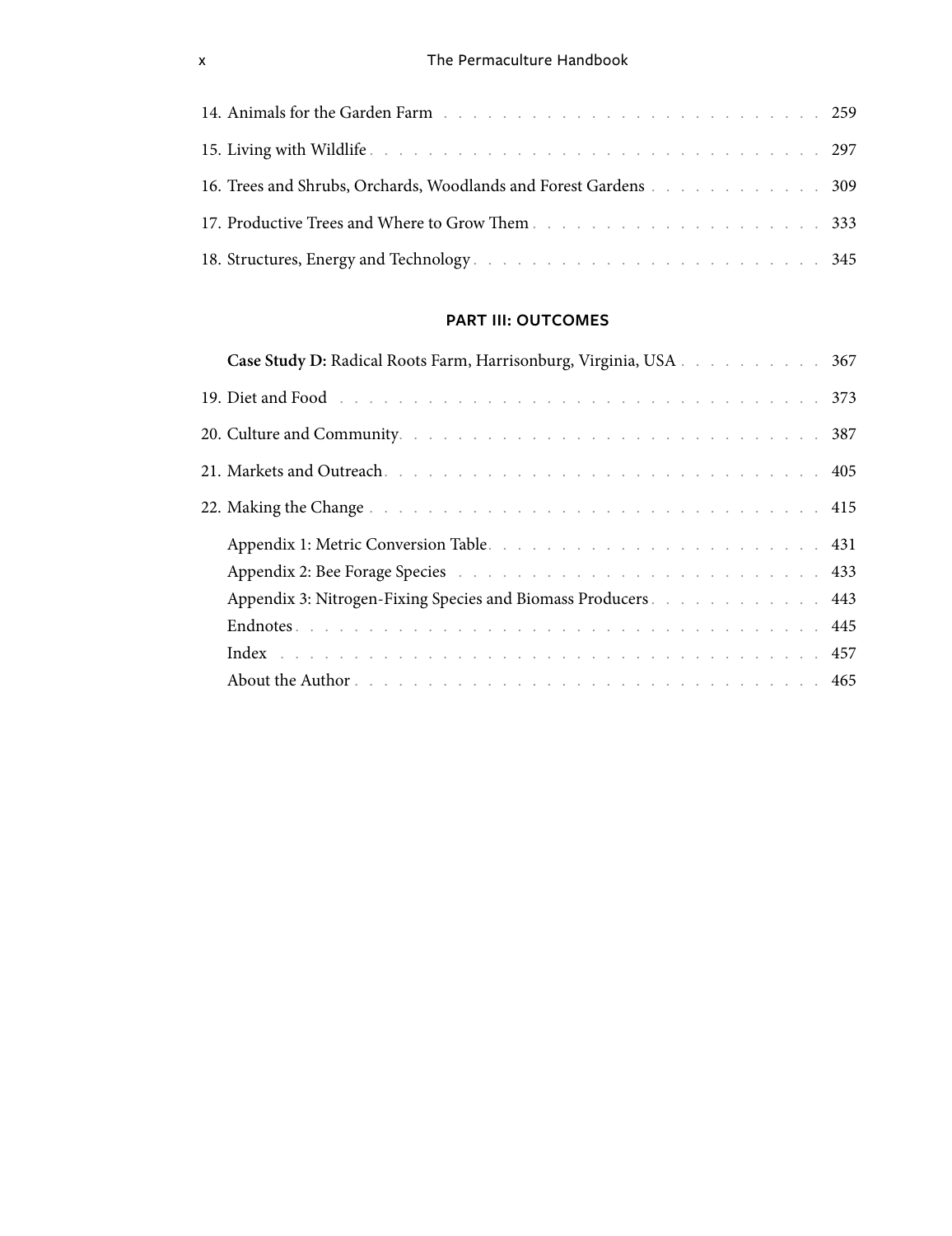14. Animals for the Garden Farm . . . . . . . . . . . . . . . . . . . . . . . . . 259

15. Living with Wildlife . . . . . . . . . . . . . . . . . . . . . . . . . . . . . 297

16. Trees and Shrubs, Orchards, Woodlands and Forest Gardens . . . . . . . . . . . . 309

17. Productive Trees and Where to Grow Them . . . . . . . . . . . . . . . . . . . 333

18. Structures, Energy and Technology . . . . . . . . . . . . . . . . . . . . . . . 345

## PART III: OUTCOMES

**Case Study D:** Radical Roots Farm, Harrisonburg, Virginia, USA . . . . . . . . . . 367

19. Diet and Food . . . . . . . . . . . . . . . . . . . . . . . . . . . . . . . 373

20. Culture and Community . . . . . . . . . . . . . . . . . . . . . . . . . . . 387

21. Markets and Outreach . . . . . . . . . . . . . . . . . . . . . . . . . . . . 405

22. Making the Change . . . . . . . . . . . . . . . . . . . . . . . . . . . . . 415

Appendix 1: Metric Conversion Table . . . . . . . . . . . . . . . . . . . . . . 431
Appendix 2: Bee Forage Species . . . . . . . . . . . . . . . . . . . . . . . . 433
Appendix 3: Nitrogen-Fixing Species and Biomass Producers . . . . . . . . . . . . 443
Endnotes . . . . . . . . . . . . . . . . . . . . . . . . . . . . . . . . . . . 445
Index . . . . . . . . . . . . . . . . . . . . . . . . . . . . . . . . . . . . 457
About the Author . . . . . . . . . . . . . . . . . . . . . . . . . . . . . . . 465